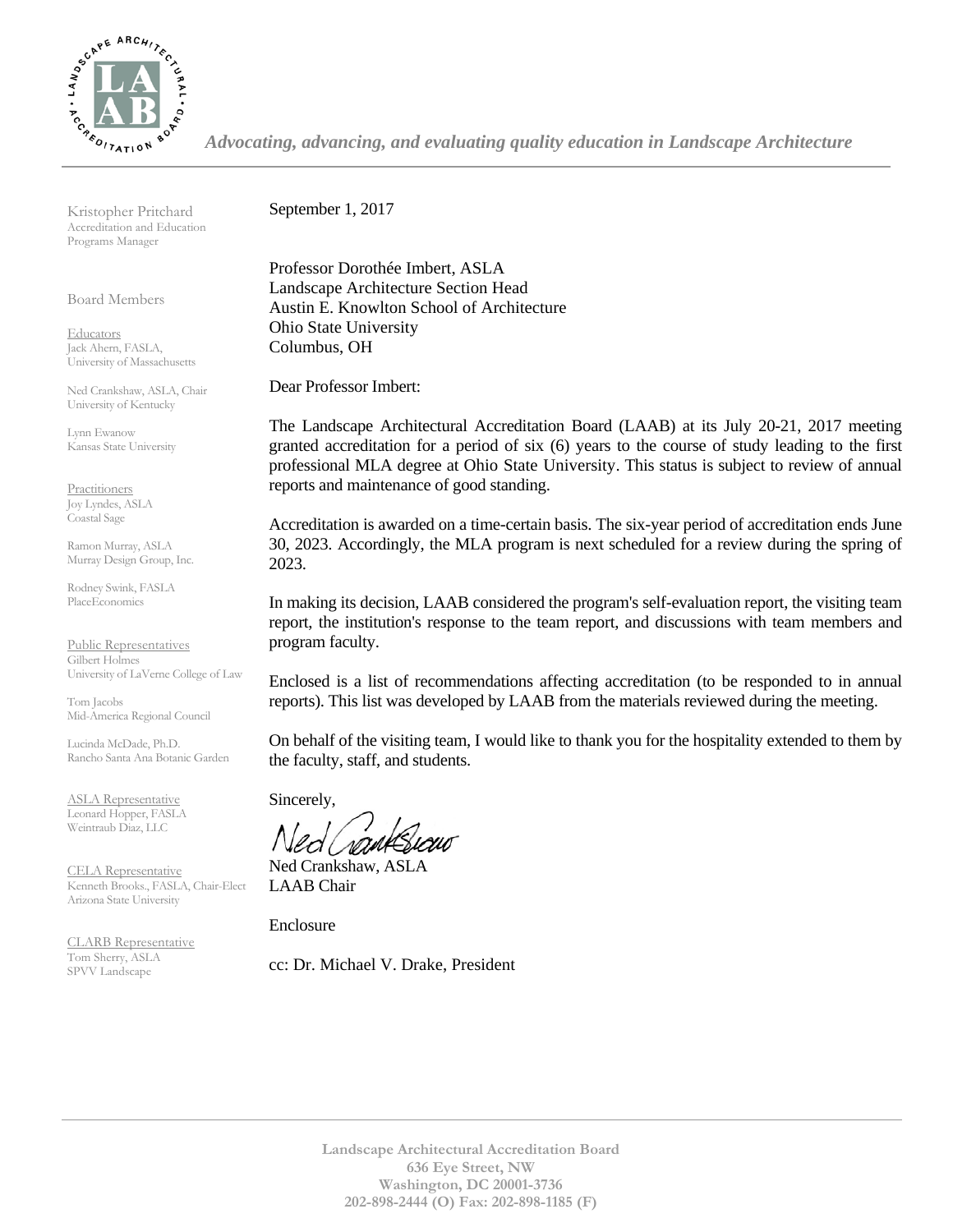*Advocating, advancing, and evaluating quality education in Landscape Architecture*

Kristopher Pritchard
Accreditation and Education Programs Manager

Board Members

Educators
Jack Ahern, FASLA,
University of Massachusetts

Ned Crankshaw, ASLA, Chair
University of Kentucky

Lynn Ewanow
Kansas State University

Practitioners
Joy Lyndes, ASLA
Coastal Sage

Ramon Murray, ASLA
Murray Design Group, Inc.

Rodney Swink, FASLA
PlaceEconomics

Public Representatives
Gilbert Holmes
University of LaVerne College of Law

Tom Jacobs
Mid-America Regional Council

Lucinda McDade, Ph.D.
Rancho Santa Ana Botanic Garden

ASLA Representative
Leonard Hopper, FASLA
Weintraub Diaz, LLC

CELA Representative
Kenneth Brooks., FASLA, Chair-Elect
Arizona State University

CLARB Representative
Tom Sherry, ASLA
SPVV Landscape

September 1, 2017

Professor Dorothée Imbert, ASLA
Landscape Architecture Section Head
Austin E. Knowlton School of Architecture
Ohio State University
Columbus, OH

Dear Professor Imbert:

The Landscape Architectural Accreditation Board (LAAB) at its July 20-21, 2017 meeting granted accreditation for a period of six (6) years to the course of study leading to the first professional MLA degree at Ohio State University. This status is subject to review of annual reports and maintenance of good standing.

Accreditation is awarded on a time-certain basis. The six-year period of accreditation ends June 30, 2023. Accordingly, the MLA program is next scheduled for a review during the spring of 2023.

In making its decision, LAAB considered the program's self-evaluation report, the visiting team report, the institution's response to the team report, and discussions with team members and program faculty.

Enclosed is a list of recommendations affecting accreditation (to be responded to in annual reports). This list was developed by LAAB from the materials reviewed during the meeting.

On behalf of the visiting team, I would like to thank you for the hospitality extended to them by the faculty, staff, and students.

Sincerely,

Ned Crankshaw, ASLA
LAAB Chair

Enclosure

cc: Dr. Michael V. Drake, President

Landscape Architectural Accreditation Board
636 Eye Street, NW
Washington, DC 20001-3736
202-898-2444 (O) Fax: 202-898-1185 (F)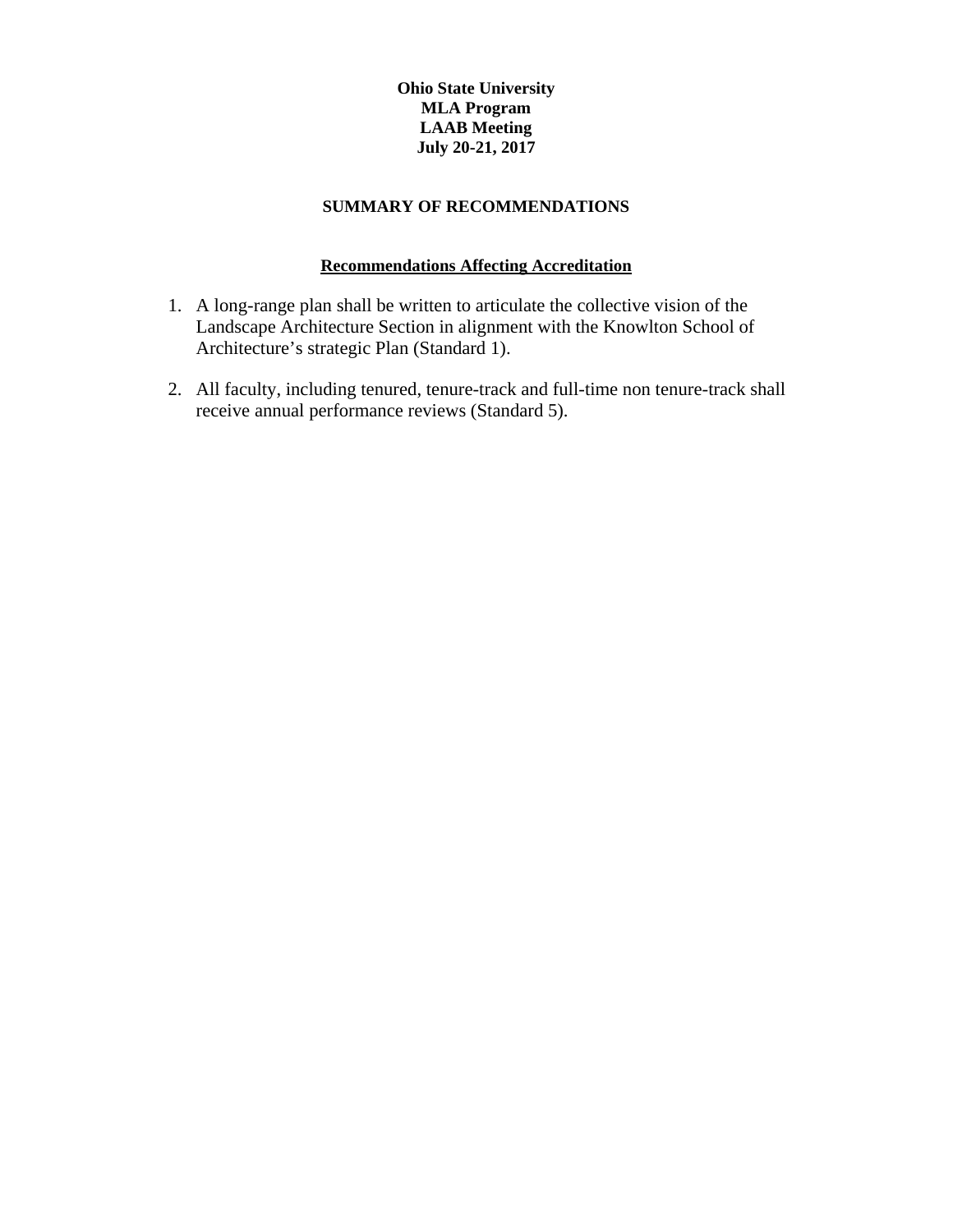**Ohio State University**
**MLA Program**
**LAAB Meeting**
**July 20-21, 2017**

**SUMMARY OF RECOMMENDATIONS**

**Recommendations Affecting Accreditation**

1. A long-range plan shall be written to articulate the collective vision of the Landscape Architecture Section in alignment with the Knowlton School of Architecture's strategic Plan (Standard 1).

2. All faculty, including tenured, tenure-track and full-time non tenure-track shall receive annual performance reviews (Standard 5).